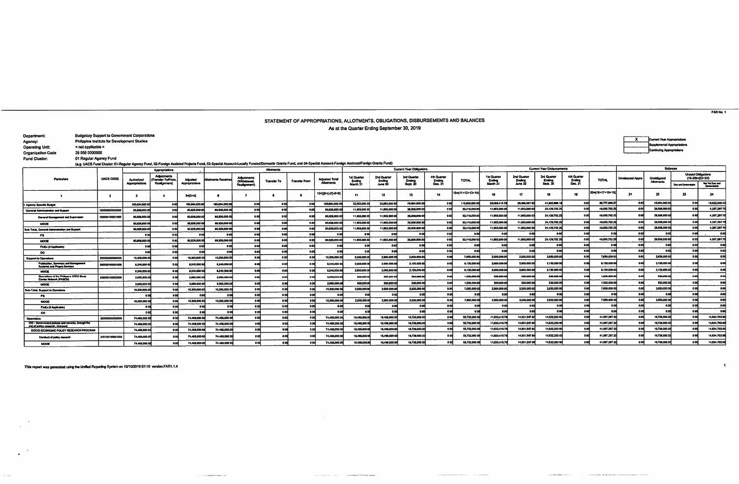FAR No. 1

# STATEMENT OF APPROPRIATIONS, ALLOTMENTS, OBLIGATIONS, DISBURSEMENTS AND BALANCES

As at the Quarter Ending September 30, 2019

Department: Budgetary Support to Government Corporations
Agency: Philippine Institute for Development Studies
Operating Unit: < not applicable >
Organization Code: 35 058 0000000
Fund Cluster: 01 Regular Agency Fund
(e.g. UACS Fund Cluster: 01-Regular Agency Fund, 02-Foreign Assisted Projects Fund, 03-Special Account-Locally Funded/Domestic Grants Fund, and 04-Special Account-Foreign Assisted/Foreign Grants Fund)

| X | Current Year Appropriations |
|---|---|
| | Supplemental Appropriations |
| | Continuing Appropriations |

| Particulars | UACS CODE | Appropriations | | | Allotments | | | | | Current Year Obligations | | | | | Current Year Disbursements | | | | | Balances | | | |
|---|---|---|---|---|---|---|---|---|---|---|---|---|---|---|---|---|---|---|---|---|---|---|---|
| | | Authorized Appropriations | Adjustments (Transfer To/From, Realignment) | Adjusted Appropriations | Allotments Received | Adjustments (Withdrawal, Realignment) | Transfer To | Transfer From | Adjusted Total Allotments | 1st Quarter Ending March 31 | 2nd Quarter Ending June 30 | 3rd Quarter Ending Sept. 30 | 4th Quarter Ending Dec. 31 | TOTAL | 1st Quarter Ending March 31 | 2nd Quarter Ending June 30 | 3rd Quarter Ending Sept. 30 | 4th Quarter Ending Dec. 31 | TOTAL | Unreleased Appro | Unobligated Allotments | Unpaid Obligations (15-20)=(23+24) Due and Demandable | Not Yet Due and Demandable |
| 1 | 2 | 3 | 4 | 5=(3+4) | 6 | 7 | 8 | 9 | 10=[(6+(-)7)-8+9] | 11 | 12 | 13 | 14 | 15=(11+12+13+14) | 16 | 17 | 18 | 19 | 20=(16+17+18+19) | 21 | 22 | 23 | 24 |
| I. Agency Specific Budget | | 165,694,000.00 | 0.00 | 165,694,000.00 | 165,694,000.00 | 0.00 | 0.00 | 0.00 | 165,694,000.00 | 32,853,000.00 | 32,853,000.00 | 49,894,000.00 | 0.00 | 115,600,000.00 | 26,048,415.79 | 29,366,567.60 | 41,362,986.18 | 0.00 | 96,777,999.57 | 0.00 | 49,894,000.00 | 0.00 | 19,022,000.43 |
| General Administration and Support | 100000000000000 | 80,926,000.00 | 0.00 | 80,926,000.00 | 80,926,000.00 | 0.00 | 0.00 | 0.00 | 80,926,000.00 | 11,955,000.00 | 11,955,000.00 | 28,506,000.00 | 0.00 | 52,418,000.00 | 11,955,000.00 | 11,955,000.00 | 24,120,702.25 | 0.00 | 48,030,702.25 | 0.00 | 28,508,000.00 | 0.00 | 4,387,297.75 |
| General Management and Supervision | 100000100001000 | 80,926,000.00 | 0.00 | 80,926,000.00 | 80,926,000.00 | 0.00 | 0.00 | 0.00 | 80,926,000.00 | 11,955,000.00 | 11,955,000.00 | 28,506,000.00 | 0.00 | 52,418,000.00 | 11,955,000.00 | 11,955,000.00 | 24,120,702.25 | 0.00 | 48,030,702.25 | 0.00 | 28,508,000.00 | 0.00 | 4,387,297.75 |
| MOOE | | 80,926,000.00 | 0.00 | 80,926,000.00 | 80,926,000.00 | 0.00 | 0.00 | 0.00 | 80,926,000.00 | 11,955,000.00 | 11,955,000.00 | 28,506,000.00 | 0.00 | 52,418,000.00 | 11,955,000.00 | 11,955,000.00 | 24,120,702.25 | 0.00 | 48,030,702.25 | 0.00 | 28,508,000.00 | 0.00 | 4,387,297.75 |
| Sub-Total, General Administration and Support | | 80,926,000.00 | 0.00 | 80,926,000.00 | 80,926,000.00 | 0.00 | 0.00 | 0.00 | 80,926,000.00 | 11,955,000.00 | 11,955,000.00 | 28,506,000.00 | 0.00 | 52,418,000.00 | 11,955,000.00 | 11,955,000.00 | 24,120,702.25 | 0.00 | 48,030,702.25 | 0.00 | 28,508,000.00 | 0.00 | 4,387,297.75 |
| PS | | 0.00 | 0.00 | 0.00 | 0.00 | 0.00 | 0.00 | 0.00 | 0.00 | 0.00 | 0.00 | 0.00 | 0.00 | 0.00 | 0.00 | 0.00 | 0.00 | 0.00 | 0.00 | 0.00 | 0.00 | 0.00 | 0.00 |
| MOOE | | 80,926,000.00 | 0.00 | 80,926,000.00 | 80,926,000.00 | 0.00 | 0.00 | 0.00 | 80,926,000.00 | 11,955,000.00 | 11,955,000.00 | 28,506,000.00 | 0.00 | 52,418,000.00 | 11,955,000.00 | 11,955,000.00 | 24,120,702.25 | 0.00 | 48,030,702.25 | 0.00 | 28,506,000.00 | 0.00 | 4,387,297.75 |
| FinEx (if Applicable) | | 0.00 | 0.00 | 0.00 | 0.00 | 0.00 | 0.00 | 0.00 | 0.00 | 0.00 | 0.00 | 0.00 | 0.00 | 0.00 | 0.00 | 0.00 | 0.00 | 0.00 | 0.00 | 0.00 | 0.00 | 0.00 | 0.00 |
| CO | | 0.00 | 0.00 | 0.00 | 0.00 | 0.00 | 0.00 | 0.00 | 0.00 | 0.00 | 0.00 | 0.00 | 0.00 | 0.00 | 0.00 | 0.00 | 0.00 | 0.00 | 0.00 | 0.00 | 0.00 | 0.00 | 0.00 |
| Support to Operations | 200000000000000 | 10,300,000.00 | 0.00 | 10,300,000.00 | 10,300,000.00 | 0.00 | 0.00 | 0.00 | 10,300,000.00 | 2,500,000.00 | 2,500,000.00 | 2,650,000.00 | 0.00 | 7,650,000.00 | 2,500,000.00 | 2,500,000.00 | 2,650,000.00 | 0.00 | 7,650,000.00 | 0.00 | 2,650,000.00 | 0.00 | 0.00 |
| Publication, Seminars and Management Systems and Project Services | 200000100001000 | 8,240,000.00 | 0.00 | 8,240,000.00 | 8,240,000.00 | 0.00 | 0.00 | 0.00 | 8,240,000.00 | 2,000,000.00 | 2,000,000.00 | 2,120,000.00 | 0.00 | 6,120,000.00 | 2,000,000.00 | 2,000,000.00 | 2,120,000.00 | 0.00 | 6,120,000.00 | 0.00 | 2,120,000.00 | 0.00 | 0.00 |
| MOOE | | 8,240,000.00 | 0.00 | 8,240,000.00 | 8,240,000.00 | 0.00 | 0.00 | 0.00 | 8,240,000.00 | 2,000,000.00 | 2,000,000.00 | 2,120,000.00 | 0.00 | 6,120,000.00 | 2,000,000.00 | 2,000,000.00 | 2,120,000.00 | 0.00 | 6,120,000.00 | 0.00 | 2,120,000.00 | 0.00 | 0.00 |
| Operations of the Philippine APEC Study Center Network (PASCN) | 200000100002000 | 2,060,000.00 | 0.00 | 2,060,000.00 | 2,060,000.00 | 0.00 | 0.00 | 0.00 | 2,060,000.00 | 500,000.00 | 500,000.00 | 530,000.00 | 0.00 | 1,530,000.00 | 500,000.00 | 500,000.00 | 530,000.00 | 0.00 | 1,530,000.00 | 0.00 | 530,000.00 | 0.00 | 0.00 |
| MOOE | | 2,060,000.00 | 0.00 | 2,060,000.00 | 2,060,000.00 | 0.00 | 0.00 | 0.00 | 2,060,000.00 | 500,000.00 | 500,000.00 | 530,000.00 | 0.00 | 1,530,000.00 | 500,000.00 | 500,000.00 | 530,000.00 | 0.00 | 1,530,000.00 | 0.00 | 530,000.00 | 0.00 | 0.00 |
| Sub-Total, Support to Operations | | 10,300,000.00 | 0.00 | 10,300,000.00 | 10,300,000.00 | 0.00 | 0.00 | 0.00 | 10,300,000.00 | 2,500,000.00 | 2,500,000.00 | 2,650,000.00 | 0.00 | 7,650,000.00 | 2,500,000.00 | 2,500,000.00 | 2,650,000.00 | 0.00 | 7,650,000.00 | 0.00 | 2,650,000.00 | 0.00 | 0.00 |
| PS | | 0.00 | 0.00 | 0.00 | 0.00 | 0.00 | 0.00 | 0.00 | 0.00 | 0.00 | 0.00 | 0.00 | 0.00 | 0.00 | 0.00 | 0.00 | 0.00 | 0.00 | 0.00 | 0.00 | 0.00 | 0.00 | 0.00 |
| MOOE | | 10,300,000.00 | 0.00 | 10,300,000.00 | 10,300,000.00 | 0.00 | 0.00 | 0.00 | 10,300,000.00 | 2,500,000.00 | 2,500,000.00 | 2,650,000.00 | 0.00 | 7,650,000.00 | 2,500,000.00 | 2,500,000.00 | 2,650,000.00 | 0.00 | 7,650,000.00 | 0.00 | 2,650,000.00 | 0.00 | 0.00 |
| FinEx (if Applicable) | | 0.00 | 0.00 | 0.00 | 0.00 | 0.00 | 0.00 | 0.00 | 0.00 | 0.00 | 0.00 | 0.00 | 0.00 | 0.00 | 0.00 | 0.00 | 0.00 | 0.00 | 0.00 | 0.00 | 0.00 | 0.00 | 0.00 |
| CO | | 0.00 | 0.00 | 0.00 | 0.00 | 0.00 | 0.00 | 0.00 | 0.00 | 0.00 | 0.00 | 0.00 | 0.00 | 0.00 | 0.00 | 0.00 | 0.00 | 0.00 | 0.00 | 0.00 | 0.00 | 0.00 | 0.00 |
| Operations | 300000000000000 | 74,468,000.00 | 0.00 | 74,468,000.00 | 74,468,000.00 | 0.00 | 0.00 | 0.00 | 74,468,000.00 | 18,498,000.00 | 18,498,000.00 | 18,736,000.00 | 0.00 | 55,732,000.00 | 11,633,415.79 | 14,931,567.60 | 14,532,283.93 | 0.00 | 41,097,297.32 | 0.00 | 18,736,000.00 | 0.00 | 14,634,702.68 |
| OO : Government policies and services, through the aid of policy research, improved | | 74,468,000.00 | 0.00 | 74,468,000.00 | 74,468,000.00 | 0.00 | 0.00 | 0.00 | 74,468,000.00 | 18,498,000.00 | 18,498,000.00 | 18,736,000.00 | 0.00 | 55,732,000.00 | 11,633,415.79 | 14,931,567.60 | 14,532,283.93 | 0.00 | 41,097,297.32 | 0.00 | 18,736,000.00 | 0.00 | 14,634,702.68 |
| SOCIO-ECONOMIC POLICY RESEARCH PROGRAM | | 74,468,000.00 | 0.00 | 74,468,000.00 | 74,468,000.00 | 0.00 | 0.00 | 0.00 | 74,468,000.00 | 18,498,000.00 | 18,498,000.00 | 18,736,000.00 | 0.00 | 55,732,000.00 | 11,633,415.79 | 14,931,567.60 | 14,532,283.93 | 0.00 | 41,097,297.32 | 0.00 | 18,736,000.00 | 0.00 | 14,634,702.68 |
| Conduct of policy research | 310100100001000 | 74,468,000.00 | 0.00 | 74,468,000.00 | 74,468,000.00 | 0.00 | 0.00 | 0.00 | 74,468,000.00 | 18,498,000.00 | 18,498,000.00 | 18,736,000.00 | 0.00 | 55,732,000.00 | 11,633,415.79 | 14,931,567.60 | 14,532,283.93 | 0.00 | 41,097,297.32 | 0.00 | 18,736,000.00 | 0.00 | 14,634,702.68 |
| MOOE | | 74,468,000.00 | 0.00 | 74,468,000.00 | 74,468,000.00 | 0.00 | 0.00 | 0.00 | 74,468,000.00 | 18,498,000.00 | 18,498,000.00 | 18,736,000.00 | 0.00 | 55,732,000.00 | 11,633,415.79 | 14,931,567.60 | 14,532,283.93 | 0.00 | 41,097,297.32 | 0.00 | 18,736,000.00 | 0.00 | 14,634,702.68 |

This report was generated using the Unified Reporting System on 10/10/2019 07:10 version.FAR1.1.4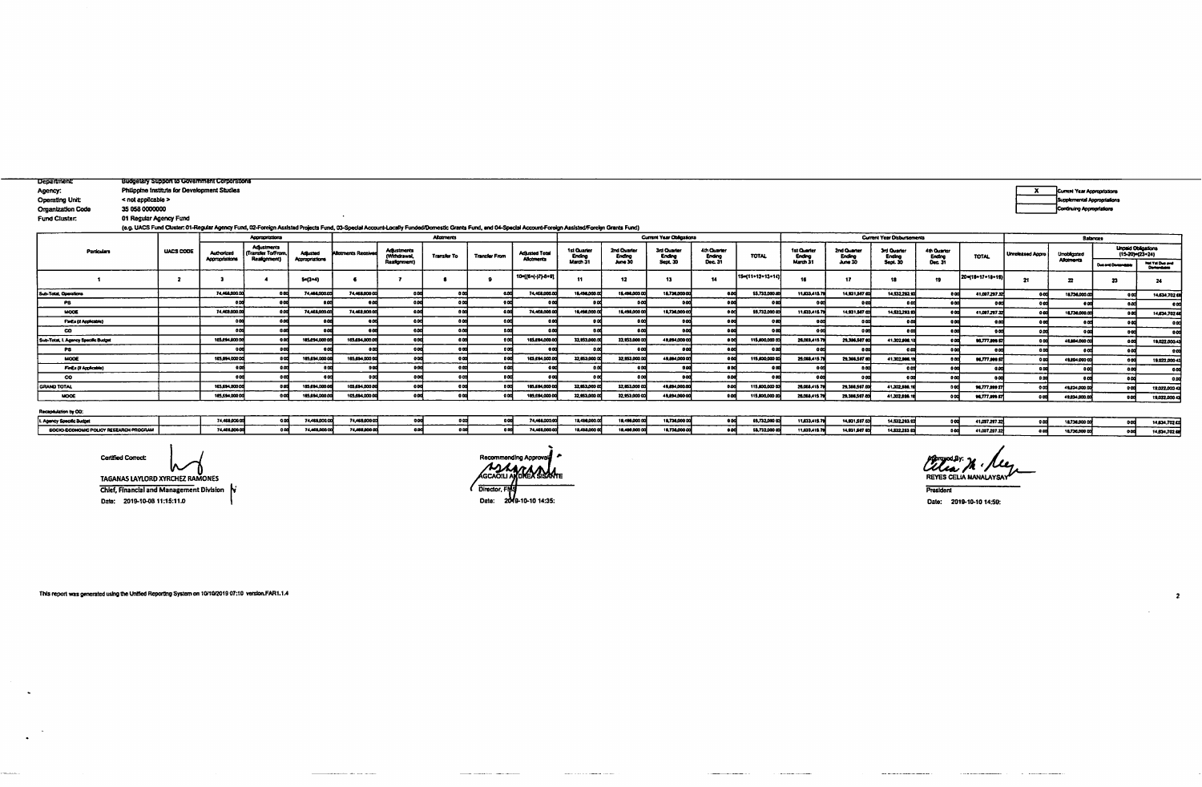Department: Budgetary Support to Government Corporations
Agency: Philippine Institute for Development Studies
Operating Unit: < not applicable >
Organization Code: 35 058 0000000
Fund Cluster: 01 Regular Agency Fund

(e.g. UACS Fund Cluster: 01-Regular Agency Fund, 02-Foreign Assisted Projects Fund, 03-Special Account-Locally Funded/Domestic Grants Fund, and 04-Special Account-Foreign Assisted/Foreign Grants Fund)

| X | Current Year Appropriations |
|---|---|
| | Supplemental Appropriations |
| | Continuing Appropriations |

| Particulars | UACS CODE | Appropriations | | | Allotments | | | | | Current Year Obligations | | | | | Current Year Disbursements | | | | | Balances | | | |
|---|---|---|---|---|---|---|---|---|---|---|---|---|---|---|---|---|---|---|---|---|---|---|---|
| | | Authorized Appropriations | Adjustments (Transfer To/From, Realignment) | Adjusted Appropriations | Allotments Received | Adjustments (Withdrawal, Realignment) | Transfer To | Transfer From | Adjusted Total Allotments | 1st Quarter Ending March 31 | 2nd Quarter Ending June 30 | 3rd Quarter Ending Sept. 30 | 4th Quarter Ending Dec. 31 | TOTAL | 1st Quarter Ending March 31 | 2nd Quarter Ending June 30 | 3rd Quarter Ending Sept. 30 | 4th Quarter Ending Dec. 31 | TOTAL | Unreleased Appro | Unobligated Allotments | Unpaid Obligations (15-20)=(23+24) | |
| | | | | | | | | | | | | | | | | | | | | | | Due and Demandable | Not Yet Due and Demandable |
| 1 | 2 | 3 | 4 | 5=(3+4) | 6 | 7 | 8 | 9 | 10=[{6+(-)7}-8+9] | 11 | 12 | 13 | 14 | 15=(11+12+13+14) | 16 | 17 | 18 | 19 | 20=(16+17+18+19) | 21 | 22 | 23 | 24 |
| Sub-Total, Operations | | 74,468,000.00 | 0.00 | 74,468,000.00 | 74,468,000.00 | 0.00 | 0.00 | 0.00 | 74,468,000.00 | 18,498,000.00 | 18,498,000.00 | 18,736,000.00 | 0.00 | 55,732,000.00 | 11,633,415.79 | 14,931,587.60 | 14,532,293.93 | 0.00 | 41,097,297.32 | 0.00 | 18,736,000.00 | 0.00 | 14,634,702.68 |
| PS | | 0.00 | 0.00 | 0.00 | 0.00 | 0.00 | 0.00 | 0.00 | 0.00 | 0.00 | 0.00 | 0.00 | 0.00 | 0.00 | 0.00 | 0.00 | 0.00 | 0.00 | 0.00 | 0.00 | 0.00 | 0.00 | 0.00 |
| MOOE | | 74,468,000.00 | 0.00 | 74,468,000.00 | 74,468,000.00 | 0.00 | 0.00 | 0.00 | 74,468,000.00 | 18,498,000.00 | 18,498,000.00 | 18,736,000.00 | 0.00 | 55,732,000.00 | 11,633,415.79 | 14,931,587.60 | 14,532,293.93 | 0.00 | 41,097,297.32 | 0.00 | 18,736,000.00 | 0.00 | 14,634,702.68 |
| FinEx (if Applicable) | | 0.00 | 0.00 | 0.00 | 0.00 | 0.00 | 0.00 | 0.00 | 0.00 | 0.00 | 0.00 | 0.00 | 0.00 | 0.00 | 0.00 | 0.00 | 0.00 | 0.00 | 0.00 | 0.00 | 0.00 | 0.00 | 0.00 |
| CO | | 0.00 | 0.00 | 0.00 | 0.00 | 0.00 | 0.00 | 0.00 | 0.00 | 0.00 | 0.00 | 0.00 | 0.00 | 0.00 | 0.00 | 0.00 | 0.00 | 0.00 | 0.00 | 0.00 | 0.00 | 0.00 | 0.00 |
| Sub-Total, I. Agency Specific Budget | | 165,694,000.00 | 0.00 | 165,694,000.00 | 165,694,000.00 | 0.00 | 0.00 | 0.00 | 165,694,000.00 | 32,853,000.00 | 32,853,000.00 | 49,894,000.00 | 0.00 | 115,600,000.00 | 26,068,415.79 | 29,386,567.60 | 41,302,886.18 | 0.00 | 96,777,869.57 | 0.00 | 49,894,000.00 | 0.00 | 19,022,000.43 |
| PS | | 0.00 | 0.00 | 0.00 | 0.00 | 0.00 | 0.00 | 0.00 | 0.00 | 0.00 | 0.00 | 0.00 | 0.00 | 0.00 | 0.00 | 0.00 | 0.00 | 0.00 | 0.00 | 0.00 | 0.00 | 0.00 | 0.00 |
| MOOE | | 165,694,000.00 | 0.00 | 165,694,000.00 | 165,694,000.00 | 0.00 | 0.00 | 0.00 | 165,694,000.00 | 32,853,000.00 | 32,853,000.00 | 49,894,000.00 | 0.00 | 115,600,000.00 | 26,068,415.79 | 29,386,567.60 | 41,302,886.18 | 0.00 | 96,777,869.57 | 0.00 | 49,894,000.00 | 0.00 | 19,022,000.43 |
| FinEx (if Applicable) | | 0.00 | 0.00 | 0.00 | 0.00 | 0.00 | 0.00 | 0.00 | 0.00 | 0.00 | 0.00 | 0.00 | 0.00 | 0.00 | 0.00 | 0.00 | 0.00 | 0.00 | 0.00 | 0.00 | 0.00 | 0.00 | 0.00 |
| CO | | 0.00 | 0.00 | 0.00 | 0.00 | 0.00 | 0.00 | 0.00 | 0.00 | 0.00 | 0.00 | 0.00 | 0.00 | 0.00 | 0.00 | 0.00 | 0.00 | 0.00 | 0.00 | 0.00 | 0.00 | 0.00 | 0.00 |
| GRAND TOTAL | | 165,694,000.00 | 0.00 | 165,694,000.00 | 165,694,000.00 | 0.00 | 0.00 | 0.00 | 165,694,000.00 | 32,853,000.00 | 32,853,000.00 | 49,894,000.00 | 0.00 | 115,600,000.00 | 26,068,415.79 | 29,386,567.60 | 41,302,886.18 | 0.00 | 96,777,869.57 | 0.00 | 49,894,000.00 | 0.00 | 19,022,000.43 |
| MOOE | | 165,694,000.00 | 0.00 | 165,694,000.00 | 165,694,000.00 | 0.00 | 0.00 | 0.00 | 165,694,000.00 | 32,853,000.00 | 32,853,000.00 | 49,894,000.00 | 0.00 | 115,600,000.00 | 26,068,415.79 | 29,386,567.60 | 41,302,886.18 | 0.00 | 96,777,869.57 | 0.00 | 49,894,000.00 | 0.00 | 19,022,000.43 |

Recapitulation by OO:

| | | | | | | | | | | | | | | | | | | | | | | | |
|---|---|---|---|---|---|---|---|---|---|---|---|---|---|---|---|---|---|---|---|---|---|---|---|
| I. Agency Specific Budget | | 74,468,000.00 | 0.00 | 74,468,000.00 | 74,468,000.00 | 0.00 | 0.00 | 0.00 | 74,468,000.00 | 18,498,000.00 | 18,498,000.00 | 18,736,000.00 | 0.00 | 55,732,000.00 | 11,633,415.79 | 14,931,587.60 | 14,532,293.93 | 0.00 | 41,097,297.32 | 0.00 | 18,736,000.00 | 0.00 | 14,634,702.68 |
| SOCIO-ECONOMIC POLICY RESEARCH PROGRAM | | 74,468,000.00 | 0.00 | 74,468,000.00 | 74,468,000.00 | 0.00 | 0.00 | 0.00 | 74,468,000.00 | 18,498,000.00 | 18,498,000.00 | 18,736,000.00 | 0.00 | 55,732,000.00 | 11,633,415.79 | 14,931,587.60 | 14,532,293.93 | 0.00 | 41,097,297.32 | 0.00 | 18,736,000.00 | 0.00 | 14,634,702.68 |

Certified Correct:

TAGANAS LAYLORD XYRCHEZ RAMONES
Chief, Financial and Management Division
Date: 2019-10-08 11:15:11.0

Recommending Approval:

AGCAOILI ANDREA SISANTE
Director, FMS
Date: 2019-10-10 14:35:

Approved By:

REYES CELIA MANALAYSAY
President
Date: 2019-10-10 14:50:

This report was generated using the Unified Reporting System on 10/10/2019 07:10 version.FAR1.1.4